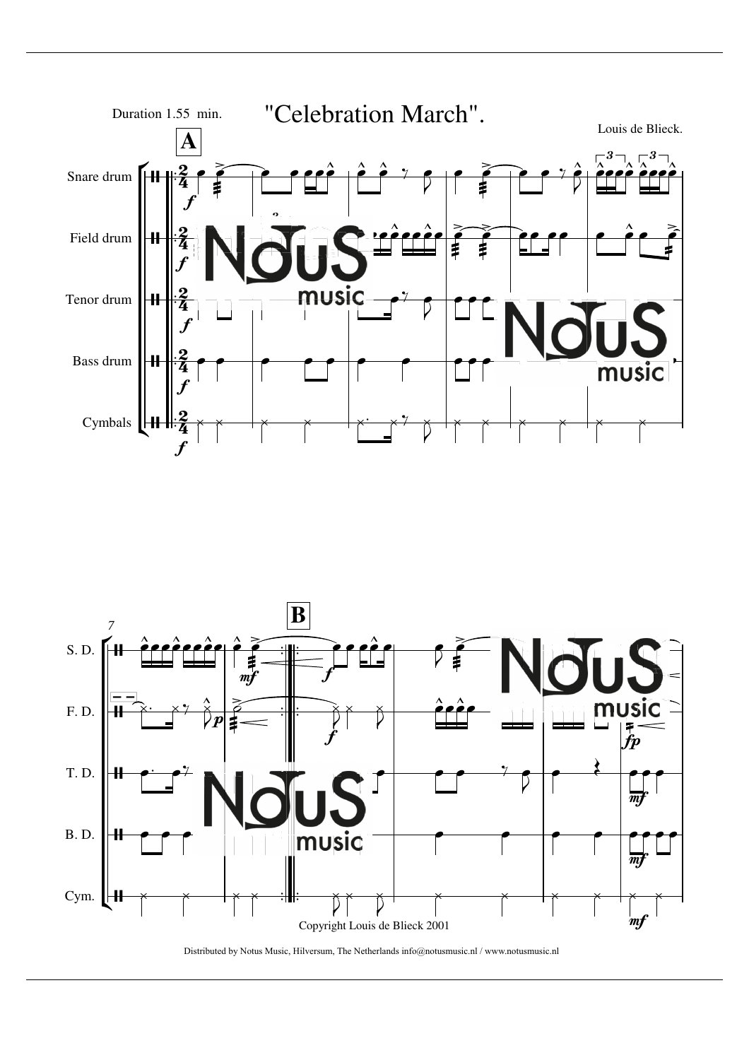Duration 1.55 min.

# "Celebration March".

Louis de Blieck.

Copyright Louis de Blieck 2001

Distributed by Notus Music, Hilversum, The Netherlands info@notusmusic.nl / www.notusmusic.nl